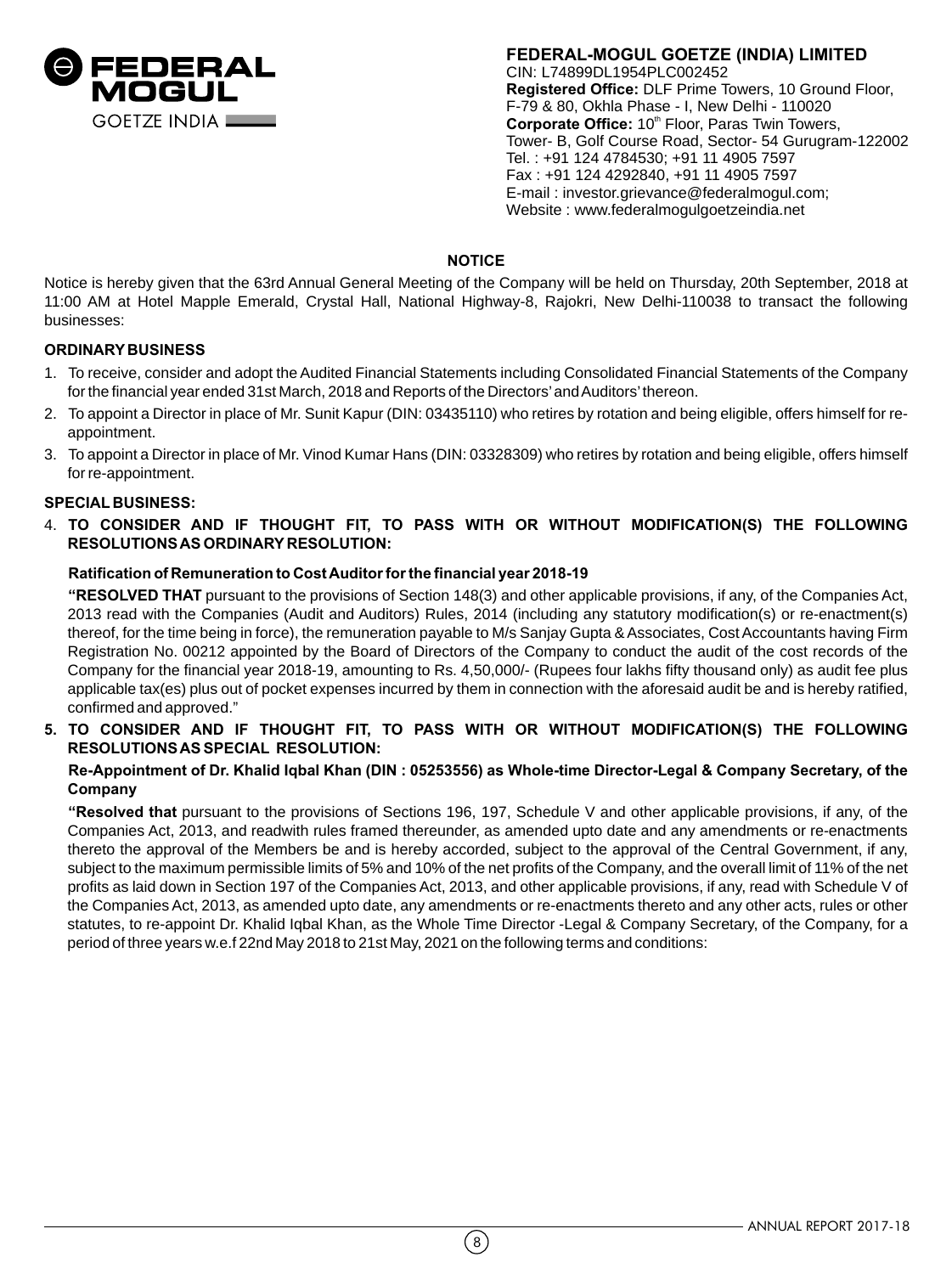FEDERAL MOGUL GOETZE INDIA

## FEDERAL-MOGUL GOETZE (INDIA) LIMITED

CIN: L74899DL1954PLC002452
**Registered Office:** DLF Prime Towers, 10 Ground Floor, F-79 & 80, Okhla Phase - I, New Delhi - 110020
**Corporate Office:** 10th Floor, Paras Twin Towers, Tower- B, Golf Course Road, Sector- 54 Gurugram-122002
Tel. : +91 124 4784530; +91 11 4905 7597
Fax : +91 124 4292840, +91 11 4905 7597
E-mail : investor.grievance@federalmogul.com;
Website : www.federalmogulgoetzeindia.net

## NOTICE

Notice is hereby given that the 63rd Annual General Meeting of the Company will be held on Thursday, 20th September, 2018 at 11:00 AM at Hotel Mapple Emerald, Crystal Hall, National Highway-8, Rajokri, New Delhi-110038 to transact the following businesses:

### ORDINARY BUSINESS

1. To receive, consider and adopt the Audited Financial Statements including Consolidated Financial Statements of the Company for the financial year ended 31st March, 2018 and Reports of the Directors' and Auditors' thereon.
2. To appoint a Director in place of Mr. Sunit Kapur (DIN: 03435110) who retires by rotation and being eligible, offers himself for re-appointment.
3. To appoint a Director in place of Mr. Vinod Kumar Hans (DIN: 03328309) who retires by rotation and being eligible, offers himself for re-appointment.

### SPECIAL BUSINESS:

4. **TO CONSIDER AND IF THOUGHT FIT, TO PASS WITH OR WITHOUT MODIFICATION(S) THE FOLLOWING RESOLUTIONS AS ORDINARY RESOLUTION:**

   **Ratification of Remuneration to Cost Auditor for the financial year 2018-19**

   **"RESOLVED THAT** pursuant to the provisions of Section 148(3) and other applicable provisions, if any, of the Companies Act, 2013 read with the Companies (Audit and Auditors) Rules, 2014 (including any statutory modification(s) or re-enactment(s) thereof, for the time being in force), the remuneration payable to M/s Sanjay Gupta & Associates, Cost Accountants having Firm Registration No. 00212 appointed by the Board of Directors of the Company to conduct the audit of the cost records of the Company for the financial year 2018-19, amounting to Rs. 4,50,000/- (Rupees four lakhs fifty thousand only) as audit fee plus applicable tax(es) plus out of pocket expenses incurred by them in connection with the aforesaid audit be and is hereby ratified, confirmed and approved."

5. **TO CONSIDER AND IF THOUGHT FIT, TO PASS WITH OR WITHOUT MODIFICATION(S) THE FOLLOWING RESOLUTIONS AS SPECIAL RESOLUTION:**

   **Re-Appointment of Dr. Khalid Iqbal Khan (DIN : 05253556) as Whole-time Director-Legal & Company Secretary, of the Company**

   **"Resolved that** pursuant to the provisions of Sections 196, 197, Schedule V and other applicable provisions, if any, of the Companies Act, 2013, and readwith rules framed thereunder, as amended upto date and any amendments or re-enactments thereto the approval of the Members be and is hereby accorded, subject to the approval of the Central Government, if any, subject to the maximum permissible limits of 5% and 10% of the net profits of the Company, and the overall limit of 11% of the net profits as laid down in Section 197 of the Companies Act, 2013, and other applicable provisions, if any, read with Schedule V of the Companies Act, 2013, as amended upto date, any amendments or re-enactments thereto and any other acts, rules or other statutes, to re-appoint Dr. Khalid Iqbal Khan, as the Whole Time Director -Legal & Company Secretary, of the Company, for a period of three years w.e.f 22nd May 2018 to 21st May, 2021 on the following terms and conditions: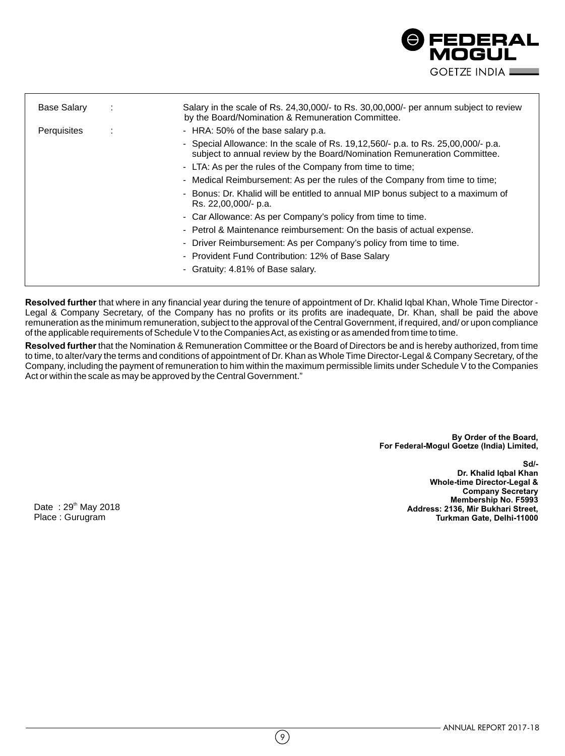| Base Salary | : | Salary in the scale of Rs. 24,30,000/- to Rs. 30,00,000/- per annum subject to review by the Board/Nomination & Remuneration Committee. |
|---|---|---|
| Perquisites | : | - HRA: 50% of the base salary p.a.<br>- Special Allowance: In the scale of Rs. 19,12,560/- p.a. to Rs. 25,00,000/- p.a. subject to annual review by the Board/Nomination Remuneration Committee.<br>- LTA: As per the rules of the Company from time to time;<br>- Medical Reimbursement: As per the rules of the Company from time to time;<br>- Bonus: Dr. Khalid will be entitled to annual MIP bonus subject to a maximum of Rs. 22,00,000/- p.a.<br>- Car Allowance: As per Company's policy from time to time.<br>- Petrol & Maintenance reimbursement: On the basis of actual expense.<br>- Driver Reimbursement: As per Company's policy from time to time.<br>- Provident Fund Contribution: 12% of Base Salary<br>- Gratuity: 4.81% of Base salary. |

**Resolved further** that where in any financial year during the tenure of appointment of Dr. Khalid Iqbal Khan, Whole Time Director - Legal & Company Secretary, of the Company has no profits or its profits are inadequate, Dr. Khan, shall be paid the above remuneration as the minimum remuneration, subject to the approval of the Central Government, if required, and/ or upon compliance of the applicable requirements of Schedule V to the Companies Act, as existing or as amended from time to time.

**Resolved further** that the Nomination & Remuneration Committee or the Board of Directors be and is hereby authorized, from time to time, to alter/vary the terms and conditions of appointment of Dr. Khan as Whole Time Director-Legal & Company Secretary, of the Company, including the payment of remuneration to him within the maximum permissible limits under Schedule V to the Companies Act or within the scale as may be approved by the Central Government."

**By Order of the Board,**
**For Federal-Mogul Goetze (India) Limited,**

**Sd/-**
**Dr. Khalid Iqbal Khan**
**Whole-time Director-Legal &**
**Company Secretary**
**Membership No. F5993**
**Address: 2136, Mir Bukhari Street,**
**Turkman Gate, Delhi-11000**

Date : 29th May 2018
Place : Gurugram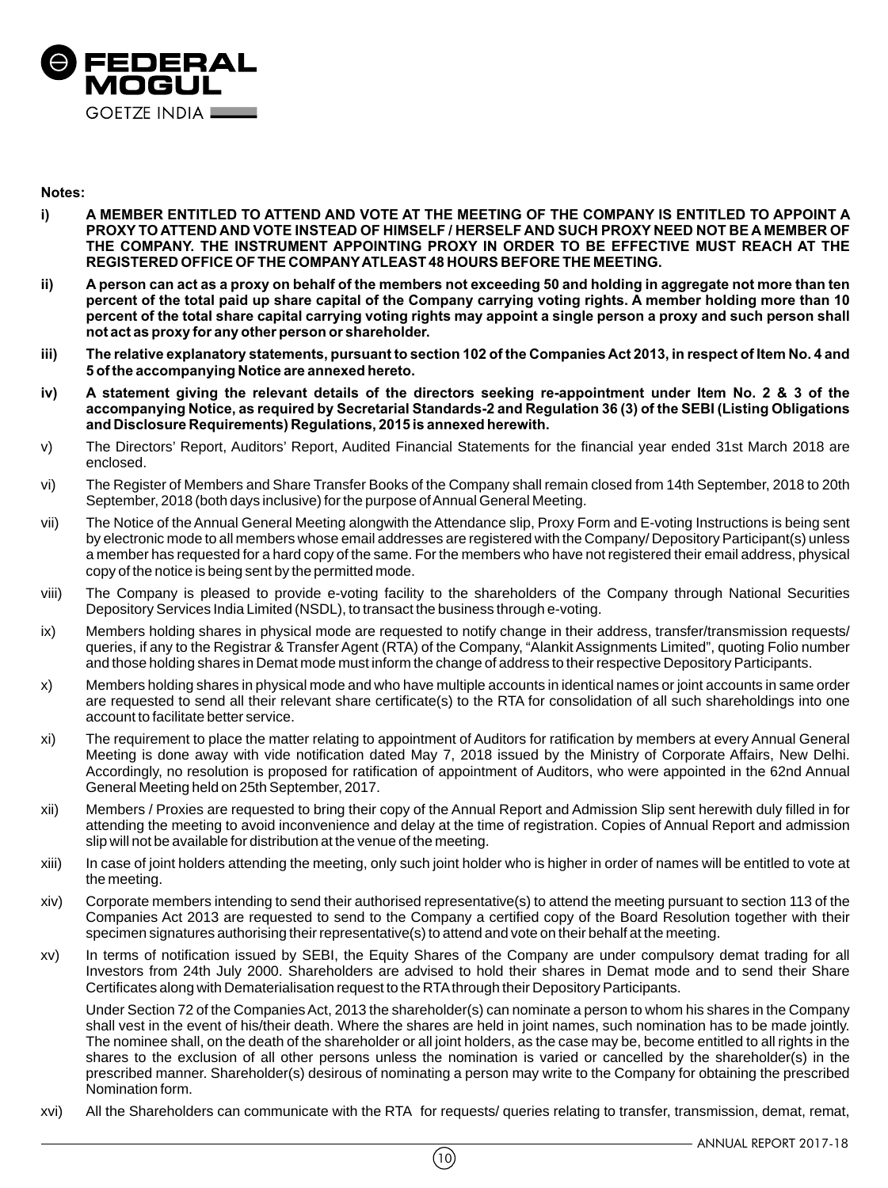**Notes:**

- **i) A MEMBER ENTITLED TO ATTEND AND VOTE AT THE MEETING OF THE COMPANY IS ENTITLED TO APPOINT A PROXY TO ATTEND AND VOTE INSTEAD OF HIMSELF / HERSELF AND SUCH PROXY NEED NOT BE A MEMBER OF THE COMPANY. THE INSTRUMENT APPOINTING PROXY IN ORDER TO BE EFFECTIVE MUST REACH AT THE REGISTERED OFFICE OF THE COMPANY ATLEAST 48 HOURS BEFORE THE MEETING.**

- **ii) A person can act as a proxy on behalf of the members not exceeding 50 and holding in aggregate not more than ten percent of the total paid up share capital of the Company carrying voting rights. A member holding more than 10 percent of the total share capital carrying voting rights may appoint a single person a proxy and such person shall not act as proxy for any other person or shareholder.**

- **iii) The relative explanatory statements, pursuant to section 102 of the Companies Act 2013, in respect of Item No. 4 and 5 of the accompanying Notice are annexed hereto.**

- **iv) A statement giving the relevant details of the directors seeking re-appointment under Item No. 2 & 3 of the accompanying Notice, as required by Secretarial Standards-2 and Regulation 36 (3) of the SEBI (Listing Obligations and Disclosure Requirements) Regulations, 2015 is annexed herewith.**

- v) The Directors' Report, Auditors' Report, Audited Financial Statements for the financial year ended 31st March 2018 are enclosed.

- vi) The Register of Members and Share Transfer Books of the Company shall remain closed from 14th September, 2018 to 20th September, 2018 (both days inclusive) for the purpose of Annual General Meeting.

- vii) The Notice of the Annual General Meeting alongwith the Attendance slip, Proxy Form and E-voting Instructions is being sent by electronic mode to all members whose email addresses are registered with the Company/ Depository Participant(s) unless a member has requested for a hard copy of the same. For the members who have not registered their email address, physical copy of the notice is being sent by the permitted mode.

- viii) The Company is pleased to provide e-voting facility to the shareholders of the Company through National Securities Depository Services India Limited (NSDL), to transact the business through e-voting.

- ix) Members holding shares in physical mode are requested to notify change in their address, transfer/transmission requests/ queries, if any to the Registrar & Transfer Agent (RTA) of the Company, "Alankit Assignments Limited", quoting Folio number and those holding shares in Demat mode must inform the change of address to their respective Depository Participants.

- x) Members holding shares in physical mode and who have multiple accounts in identical names or joint accounts in same order are requested to send all their relevant share certificate(s) to the RTA for consolidation of all such shareholdings into one account to facilitate better service.

- xi) The requirement to place the matter relating to appointment of Auditors for ratification by members at every Annual General Meeting is done away with vide notification dated May 7, 2018 issued by the Ministry of Corporate Affairs, New Delhi. Accordingly, no resolution is proposed for ratification of appointment of Auditors, who were appointed in the 62nd Annual General Meeting held on 25th September, 2017.

- xii) Members / Proxies are requested to bring their copy of the Annual Report and Admission Slip sent herewith duly filled in for attending the meeting to avoid inconvenience and delay at the time of registration. Copies of Annual Report and admission slip will not be available for distribution at the venue of the meeting.

- xiii) In case of joint holders attending the meeting, only such joint holder who is higher in order of names will be entitled to vote at the meeting.

- xiv) Corporate members intending to send their authorised representative(s) to attend the meeting pursuant to section 113 of the Companies Act 2013 are requested to send to the Company a certified copy of the Board Resolution together with their specimen signatures authorising their representative(s) to attend and vote on their behalf at the meeting.

- xv) In terms of notification issued by SEBI, the Equity Shares of the Company are under compulsory demat trading for all Investors from 24th July 2000. Shareholders are advised to hold their shares in Demat mode and to send their Share Certificates along with Dematerialisation request to the RTA through their Depository Participants.

  Under Section 72 of the Companies Act, 2013 the shareholder(s) can nominate a person to whom his shares in the Company shall vest in the event of his/their death. Where the shares are held in joint names, such nomination has to be made jointly. The nominee shall, on the death of the shareholder or all joint holders, as the case may be, become entitled to all rights in the shares to the exclusion of all other persons unless the nomination is varied or cancelled by the shareholder(s) in the prescribed manner. Shareholder(s) desirous of nominating a person may write to the Company for obtaining the prescribed Nomination form.

- xvi) All the Shareholders can communicate with the RTA for requests/ queries relating to transfer, transmission, demat, remat,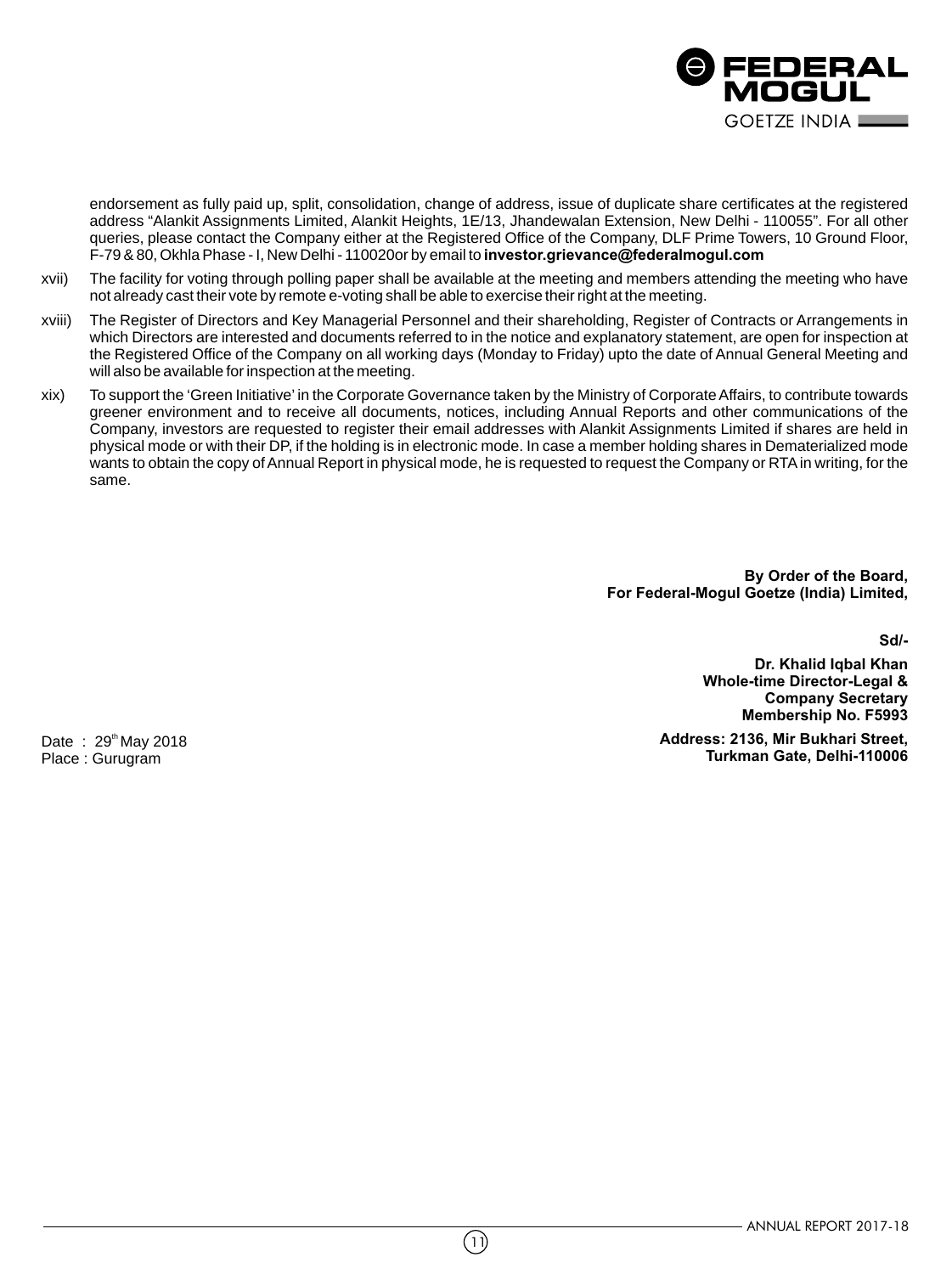endorsement as fully paid up, split, consolidation, change of address, issue of duplicate share certificates at the registered address "Alankit Assignments Limited, Alankit Heights, 1E/13, Jhandewalan Extension, New Delhi - 110055". For all other queries, please contact the Company either at the Registered Office of the Company, DLF Prime Towers, 10 Ground Floor, F-79 & 80, Okhla Phase - I, New Delhi - 110020or by email to **investor.grievance@federalmogul.com**

xvii) The facility for voting through polling paper shall be available at the meeting and members attending the meeting who have not already cast their vote by remote e-voting shall be able to exercise their right at the meeting.

xviii) The Register of Directors and Key Managerial Personnel and their shareholding, Register of Contracts or Arrangements in which Directors are interested and documents referred to in the notice and explanatory statement, are open for inspection at the Registered Office of the Company on all working days (Monday to Friday) upto the date of Annual General Meeting and will also be available for inspection at the meeting.

xix) To support the 'Green Initiative' in the Corporate Governance taken by the Ministry of Corporate Affairs, to contribute towards greener environment and to receive all documents, notices, including Annual Reports and other communications of the Company, investors are requested to register their email addresses with Alankit Assignments Limited if shares are held in physical mode or with their DP, if the holding is in electronic mode. In case a member holding shares in Dematerialized mode wants to obtain the copy of Annual Report in physical mode, he is requested to request the Company or RTA in writing, for the same.

**By Order of the Board,**
**For Federal-Mogul Goetze (India) Limited,**

**Sd/-**

**Dr. Khalid Iqbal Khan**
**Whole-time Director-Legal &**
**Company Secretary**
**Membership No. F5993**

**Address: 2136, Mir Bukhari Street,**
**Turkman Gate, Delhi-110006**

Date : 29th May 2018
Place : Gurugram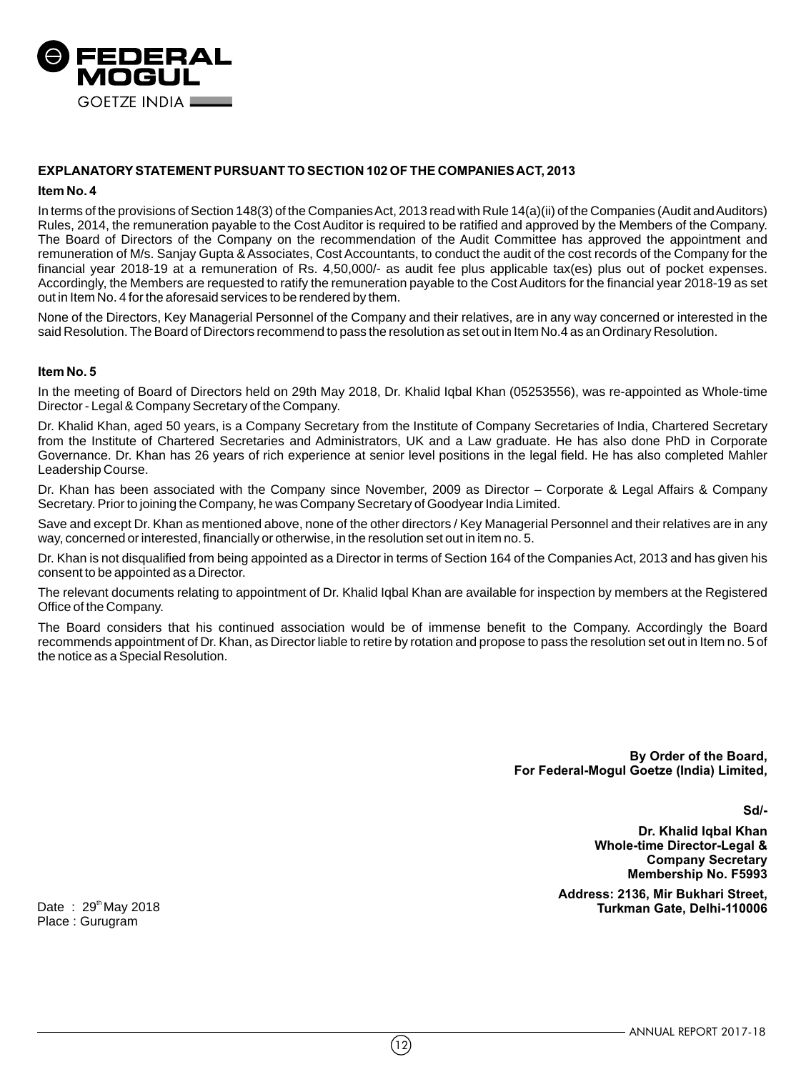## EXPLANATORY STATEMENT PURSUANT TO SECTION 102 OF THE COMPANIES ACT, 2013

**Item No. 4**

In terms of the provisions of Section 148(3) of the Companies Act, 2013 read with Rule 14(a)(ii) of the Companies (Audit and Auditors) Rules, 2014, the remuneration payable to the Cost Auditor is required to be ratified and approved by the Members of the Company. The Board of Directors of the Company on the recommendation of the Audit Committee has approved the appointment and remuneration of M/s. Sanjay Gupta & Associates, Cost Accountants, to conduct the audit of the cost records of the Company for the financial year 2018-19 at a remuneration of Rs. 4,50,000/- as audit fee plus applicable tax(es) plus out of pocket expenses. Accordingly, the Members are requested to ratify the remuneration payable to the Cost Auditors for the financial year 2018-19 as set out in Item No. 4 for the aforesaid services to be rendered by them.

None of the Directors, Key Managerial Personnel of the Company and their relatives, are in any way concerned or interested in the said Resolution. The Board of Directors recommend to pass the resolution as set out in Item No.4 as an Ordinary Resolution.

**Item No. 5**

In the meeting of Board of Directors held on 29th May 2018, Dr. Khalid Iqbal Khan (05253556), was re-appointed as Whole-time Director - Legal & Company Secretary of the Company.

Dr. Khalid Khan, aged 50 years, is a Company Secretary from the Institute of Company Secretaries of India, Chartered Secretary from the Institute of Chartered Secretaries and Administrators, UK and a Law graduate. He has also done PhD in Corporate Governance. Dr. Khan has 26 years of rich experience at senior level positions in the legal field. He has also completed Mahler Leadership Course.

Dr. Khan has been associated with the Company since November, 2009 as Director – Corporate & Legal Affairs & Company Secretary. Prior to joining the Company, he was Company Secretary of Goodyear India Limited.

Save and except Dr. Khan as mentioned above, none of the other directors / Key Managerial Personnel and their relatives are in any way, concerned or interested, financially or otherwise, in the resolution set out in item no. 5.

Dr. Khan is not disqualified from being appointed as a Director in terms of Section 164 of the Companies Act, 2013 and has given his consent to be appointed as a Director.

The relevant documents relating to appointment of Dr. Khalid Iqbal Khan are available for inspection by members at the Registered Office of the Company.

The Board considers that his continued association would be of immense benefit to the Company. Accordingly the Board recommends appointment of Dr. Khan, as Director liable to retire by rotation and propose to pass the resolution set out in Item no. 5 of the notice as a Special Resolution.

**By Order of the Board,**
**For Federal-Mogul Goetze (India) Limited,**

**Sd/-**

**Dr. Khalid Iqbal Khan**
**Whole-time Director-Legal &**
**Company Secretary**
**Membership No. F5993**

**Address: 2136, Mir Bukhari Street,**
**Turkman Gate, Delhi-110006**

Date : 29th May 2018
Place : Gurugram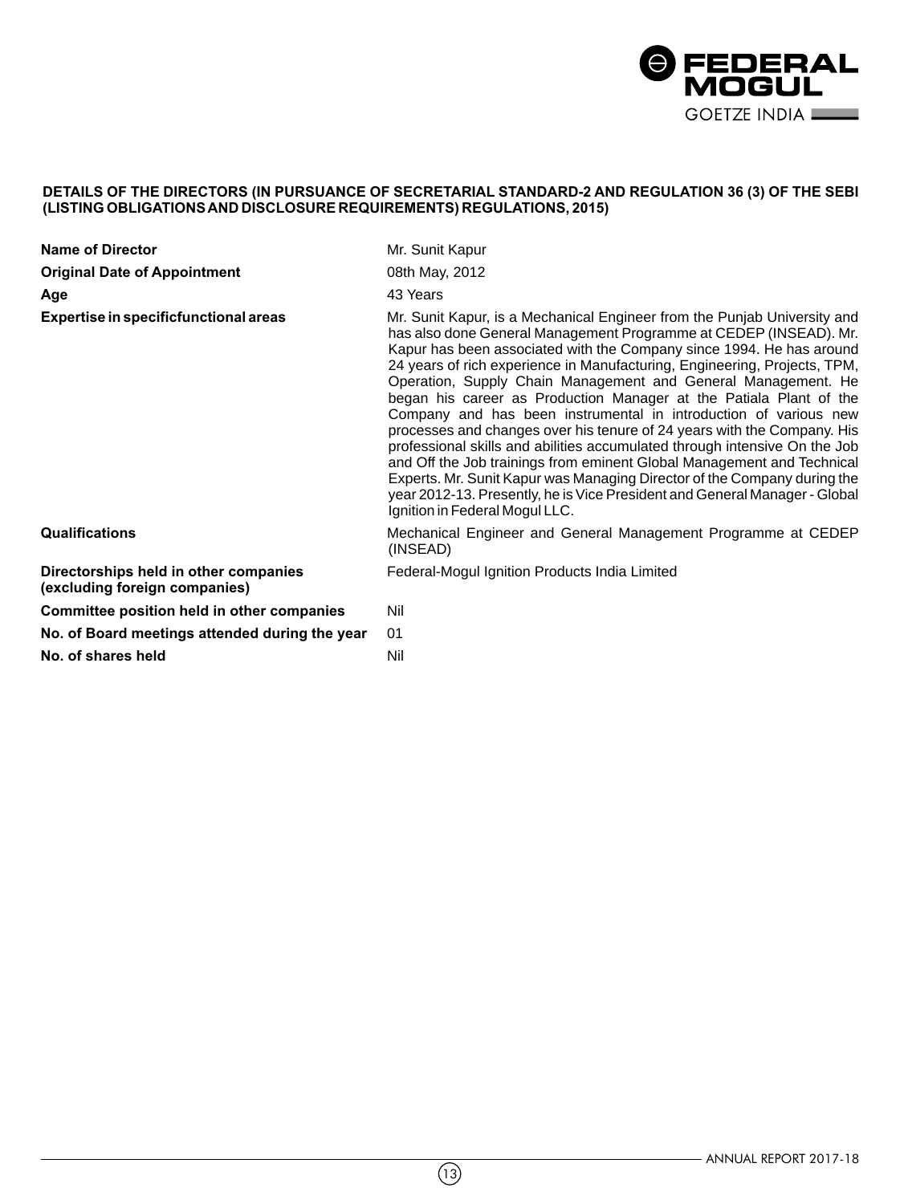**DETAILS OF THE DIRECTORS (IN PURSUANCE OF SECRETARIAL STANDARD-2 AND REGULATION 36 (3) OF THE SEBI (LISTING OBLIGATIONS AND DISCLOSURE REQUIREMENTS) REGULATIONS, 2015)**

| | |
|---|---|
| **Name of Director** | Mr. Sunit Kapur |
| **Original Date of Appointment** | 08th May, 2012 |
| **Age** | 43 Years |
| **Expertise in specificfunctional areas** | Mr. Sunit Kapur, is a Mechanical Engineer from the Punjab University and has also done General Management Programme at CEDEP (INSEAD). Mr. Kapur has been associated with the Company since 1994. He has around 24 years of rich experience in Manufacturing, Engineering, Projects, TPM, Operation, Supply Chain Management and General Management. He began his career as Production Manager at the Patiala Plant of the Company and has been instrumental in introduction of various new processes and changes over his tenure of 24 years with the Company. His professional skills and abilities accumulated through intensive On the Job and Off the Job trainings from eminent Global Management and Technical Experts. Mr. Sunit Kapur was Managing Director of the Company during the year 2012-13. Presently, he is Vice President and General Manager - Global Ignition in Federal Mogul LLC. |
| **Qualifications** | Mechanical Engineer and General Management Programme at CEDEP (INSEAD) |
| **Directorships held in other companies (excluding foreign companies)** | Federal-Mogul Ignition Products India Limited |
| **Committee position held in other companies** | Nil |
| **No. of Board meetings attended during the year** | 01 |
| **No. of shares held** | Nil |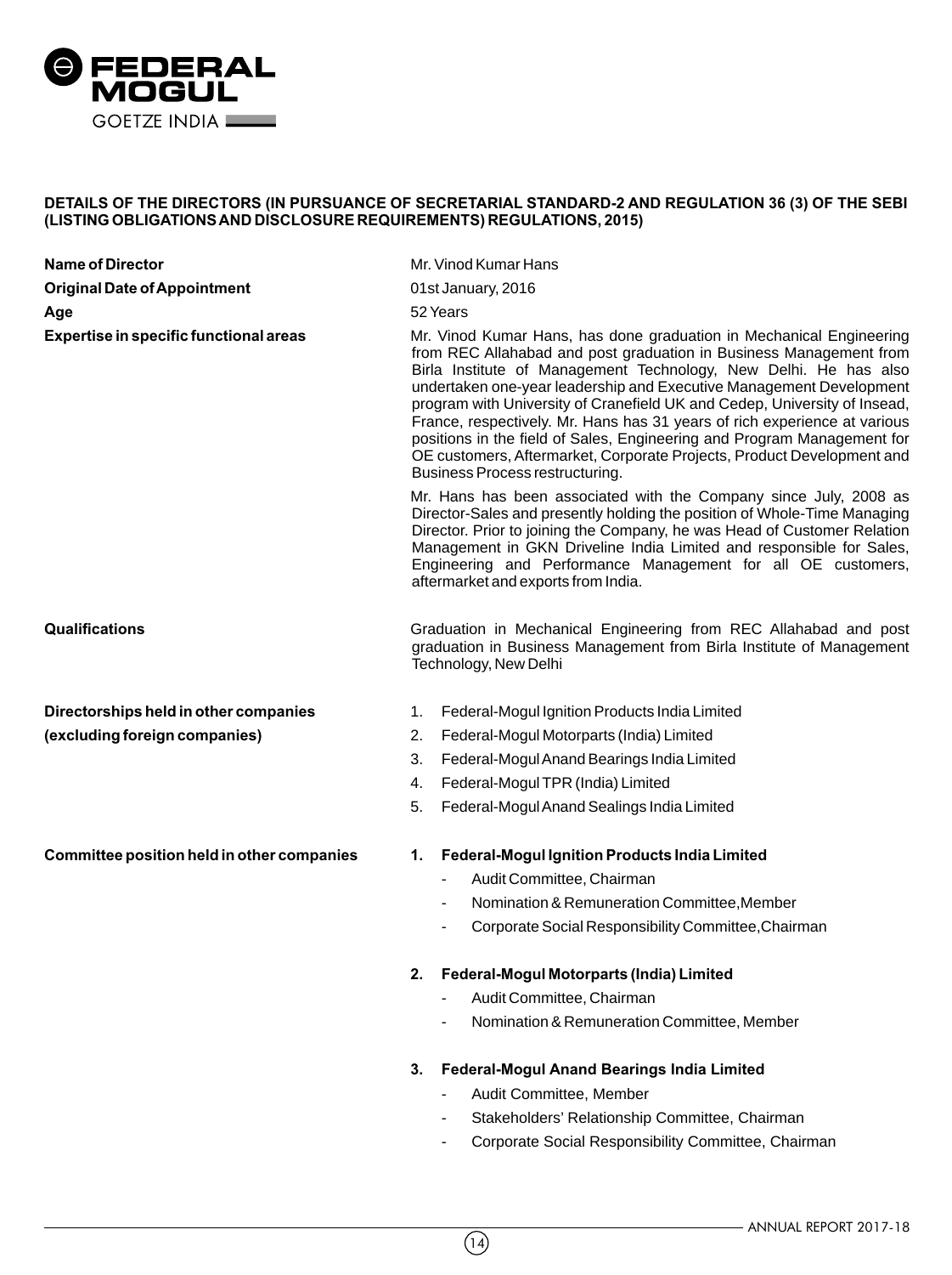**DETAILS OF THE DIRECTORS (IN PURSUANCE OF SECRETARIAL STANDARD-2 AND REGULATION 36 (3) OF THE SEBI (LISTING OBLIGATIONS AND DISCLOSURE REQUIREMENTS) REGULATIONS, 2015)**

**Name of Director**
Mr. Vinod Kumar Hans

**Original Date of Appointment**
01st January, 2016

**Age**
52 Years

**Expertise in specific functional areas**
Mr. Vinod Kumar Hans, has done graduation in Mechanical Engineering from REC Allahabad and post graduation in Business Management from Birla Institute of Management Technology, New Delhi. He has also undertaken one-year leadership and Executive Management Development program with University of Cranefield UK and Cedep, University of Insead, France, respectively. Mr. Hans has 31 years of rich experience at various positions in the field of Sales, Engineering and Program Management for OE customers, Aftermarket, Corporate Projects, Product Development and Business Process restructuring.

Mr. Hans has been associated with the Company since July, 2008 as Director-Sales and presently holding the position of Whole-Time Managing Director. Prior to joining the Company, he was Head of Customer Relation Management in GKN Driveline India Limited and responsible for Sales, Engineering and Performance Management for all OE customers, aftermarket and exports from India.

**Qualifications**
Graduation in Mechanical Engineering from REC Allahabad and post graduation in Business Management from Birla Institute of Management Technology, New Delhi

**Directorships held in other companies (excluding foreign companies)**

1. Federal-Mogul Ignition Products India Limited
2. Federal-Mogul Motorparts (India) Limited
3. Federal-Mogul Anand Bearings India Limited
4. Federal-Mogul TPR (India) Limited
5. Federal-Mogul Anand Sealings India Limited

**Committee position held in other companies**

1. **Federal-Mogul Ignition Products India Limited**
   - Audit Committee, Chairman
   - Nomination & Remuneration Committee,Member
   - Corporate Social Responsibility Committee,Chairman

2. **Federal-Mogul Motorparts (India) Limited**
   - Audit Committee, Chairman
   - Nomination & Remuneration Committee, Member

3. **Federal-Mogul Anand Bearings India Limited**
   - Audit Committee, Member
   - Stakeholders' Relationship Committee, Chairman
   - Corporate Social Responsibility Committee, Chairman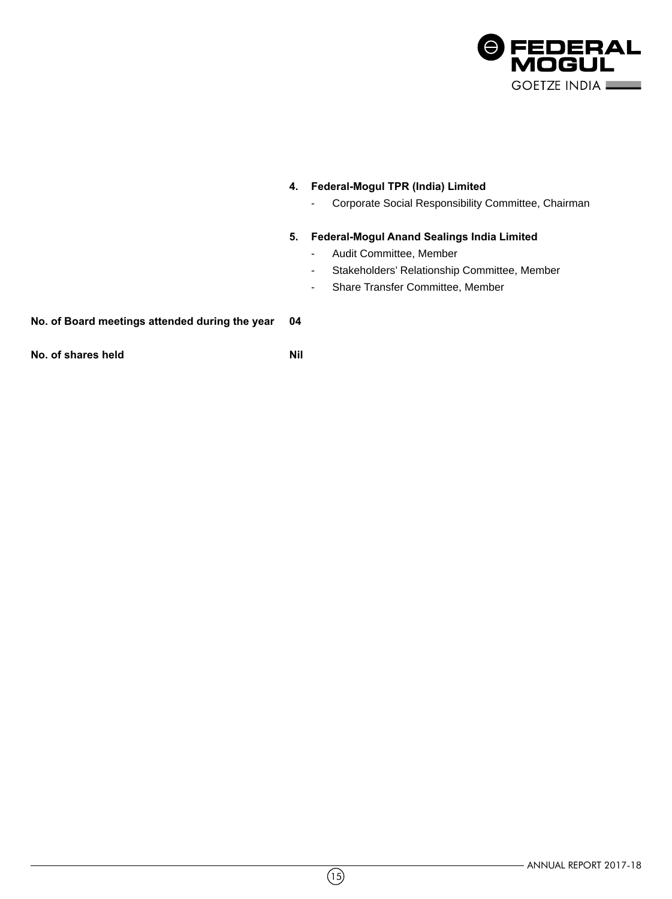4. **Federal-Mogul TPR (India) Limited**
   - Corporate Social Responsibility Committee, Chairman

5. **Federal-Mogul Anand Sealings India Limited**
   - Audit Committee, Member
   - Stakeholders' Relationship Committee, Member
   - Share Transfer Committee, Member

**No. of Board meetings attended during the year** **04**

**No. of shares held** **Nil**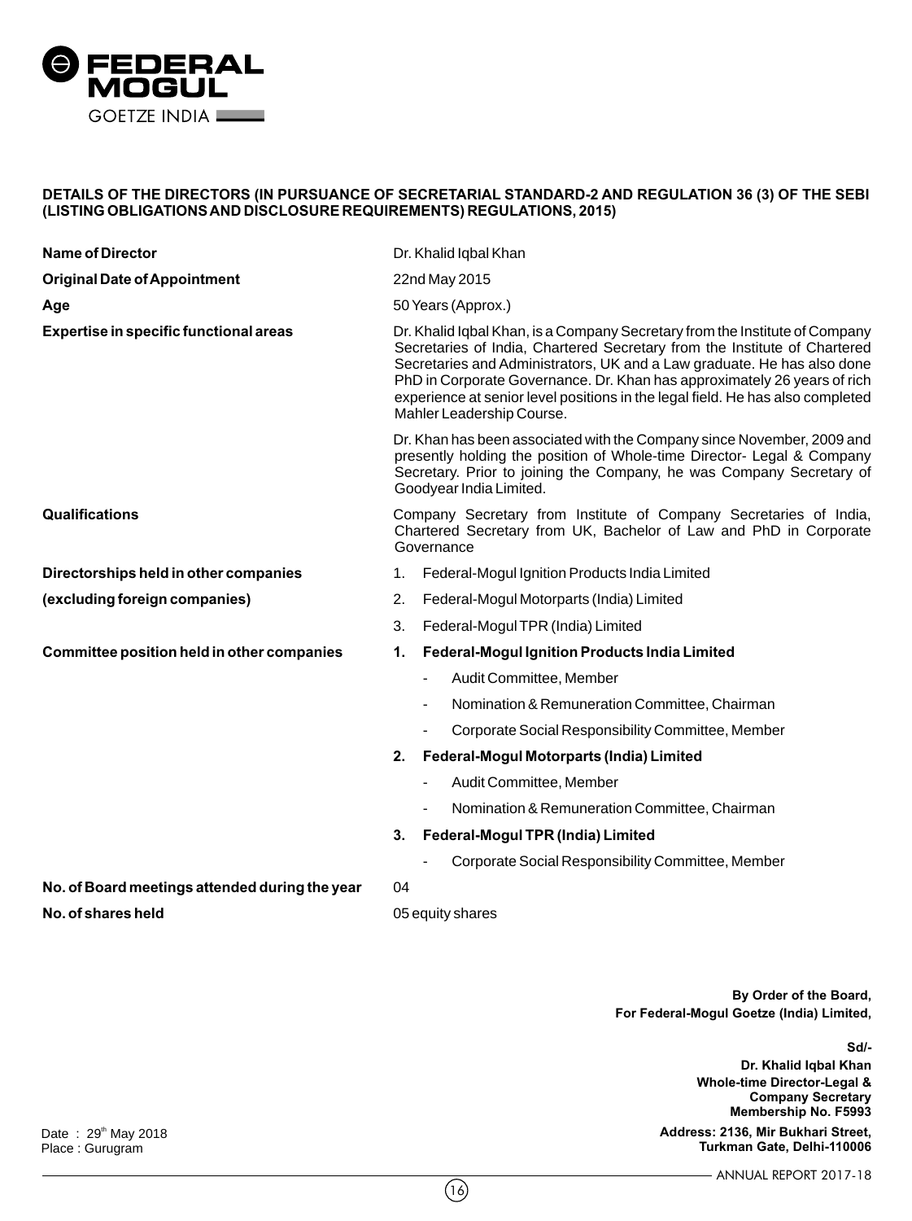**DETAILS OF THE DIRECTORS (IN PURSUANCE OF SECRETARIAL STANDARD-2 AND REGULATION 36 (3) OF THE SEBI (LISTING OBLIGATIONS AND DISCLOSURE REQUIREMENTS) REGULATIONS, 2015)**

| | |
|---|---|
| **Name of Director** | Dr. Khalid Iqbal Khan |
| **Original Date of Appointment** | 22nd May 2015 |
| **Age** | 50 Years (Approx.) |
| **Expertise in specific functional areas** | Dr. Khalid Iqbal Khan, is a Company Secretary from the Institute of Company Secretaries of India, Chartered Secretary from the Institute of Chartered Secretaries and Administrators, UK and a Law graduate. He has also done PhD in Corporate Governance. Dr. Khan has approximately 26 years of rich experience at senior level positions in the legal field. He has also completed Mahler Leadership Course.<br><br>Dr. Khan has been associated with the Company since November, 2009 and presently holding the position of Whole-time Director- Legal & Company Secretary. Prior to joining the Company, he was Company Secretary of Goodyear India Limited. |
| **Qualifications** | Company Secretary from Institute of Company Secretaries of India, Chartered Secretary from UK, Bachelor of Law and PhD in Corporate Governance |
| **Directorships held in other companies (excluding foreign companies)** | 1. Federal-Mogul Ignition Products India Limited<br>2. Federal-Mogul Motorparts (India) Limited<br>3. Federal-Mogul TPR (India) Limited |
| **Committee position held in other companies** | **1. Federal-Mogul Ignition Products India Limited**<br>- Audit Committee, Member<br>- Nomination & Remuneration Committee, Chairman<br>- Corporate Social Responsibility Committee, Member<br>**2. Federal-Mogul Motorparts (India) Limited**<br>- Audit Committee, Member<br>- Nomination & Remuneration Committee, Chairman<br>**3. Federal-Mogul TPR (India) Limited**<br>- Corporate Social Responsibility Committee, Member |
| **No. of Board meetings attended during the year** | 04 |
| **No. of shares held** | 05 equity shares |

**By Order of the Board,**
**For Federal-Mogul Goetze (India) Limited,**

**Sd/-**
**Dr. Khalid Iqbal Khan**
**Whole-time Director-Legal & Company Secretary**
**Membership No. F5993**
**Address: 2136, Mir Bukhari Street, Turkman Gate, Delhi-110006**

Date : 29th May 2018
Place : Gurugram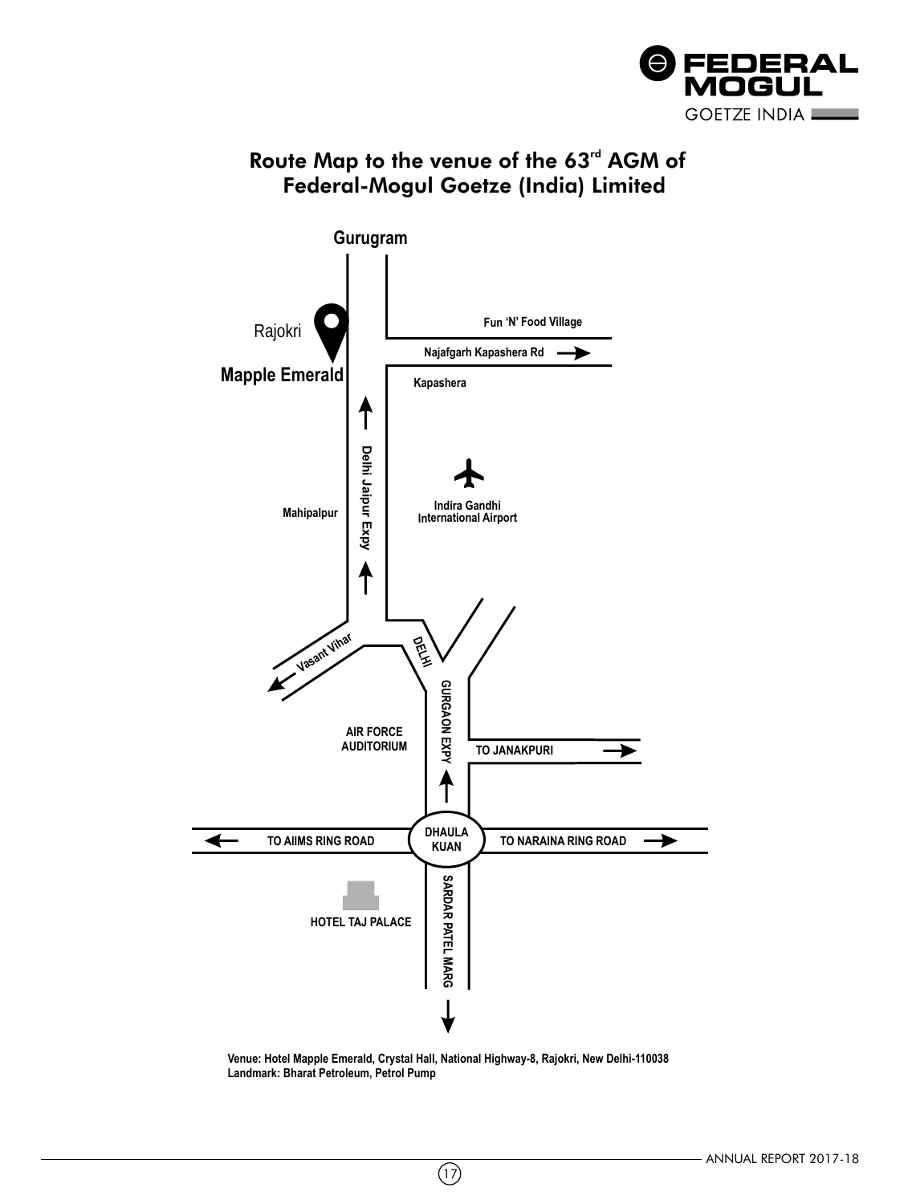# Route Map to the venue of the 63rd AGM of Federal-Mogul Goetze (India) Limited

Gurugram

Rajokri

Mapple Emerald

Fun 'N' Food Village

Najafgarh Kapashera Rd

Kapashera

Delhi Jaipur Expy

Mahipalpur

Indira Gandhi International Airport

Vasant Vihar

DELHI

GURGAON EXPY

AIR FORCE AUDITORIUM

TO JANAKPURI

TO AIIMS RING ROAD

DHAULA KUAN

TO NARAINA RING ROAD

HOTEL TAJ PALACE

SARDAR PATEL MARG

**Venue: Hotel Mapple Emerald, Crystal Hall, National Highway-8, Rajokri, New Delhi-110038**
**Landmark: Bharat Petroleum, Petrol Pump**